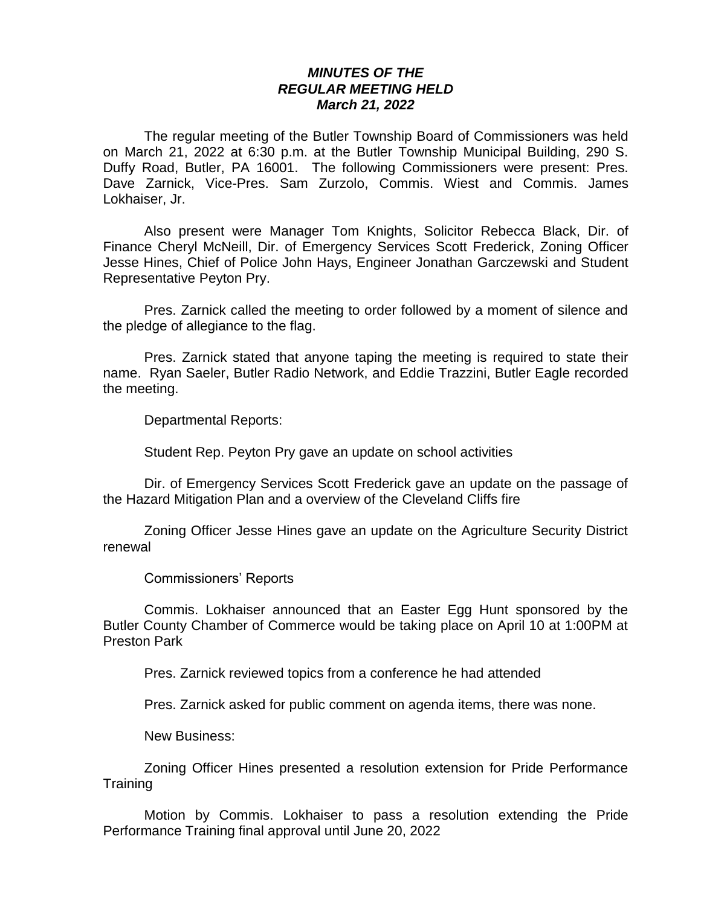***MINUTES OF THE***
***REGULAR MEETING HELD***
***March 21, 2022***

The regular meeting of the Butler Township Board of Commissioners was held on March 21, 2022 at 6:30 p.m. at the Butler Township Municipal Building, 290 S. Duffy Road, Butler, PA 16001. The following Commissioners were present: Pres. Dave Zarnick, Vice-Pres. Sam Zurzolo, Commis. Wiest and Commis. James Lokhaiser, Jr.

Also present were Manager Tom Knights, Solicitor Rebecca Black, Dir. of Finance Cheryl McNeill, Dir. of Emergency Services Scott Frederick, Zoning Officer Jesse Hines, Chief of Police John Hays, Engineer Jonathan Garczewski and Student Representative Peyton Pry.

Pres. Zarnick called the meeting to order followed by a moment of silence and the pledge of allegiance to the flag.

Pres. Zarnick stated that anyone taping the meeting is required to state their name. Ryan Saeler, Butler Radio Network, and Eddie Trazzini, Butler Eagle recorded the meeting.

Departmental Reports:

Student Rep. Peyton Pry gave an update on school activities

Dir. of Emergency Services Scott Frederick gave an update on the passage of the Hazard Mitigation Plan and a overview of the Cleveland Cliffs fire

Zoning Officer Jesse Hines gave an update on the Agriculture Security District renewal

Commissioners' Reports

Commis. Lokhaiser announced that an Easter Egg Hunt sponsored by the Butler County Chamber of Commerce would be taking place on April 10 at 1:00PM at Preston Park

Pres. Zarnick reviewed topics from a conference he had attended

Pres. Zarnick asked for public comment on agenda items, there was none.

New Business:

Zoning Officer Hines presented a resolution extension for Pride Performance Training

Motion by Commis. Lokhaiser to pass a resolution extending the Pride Performance Training final approval until June 20, 2022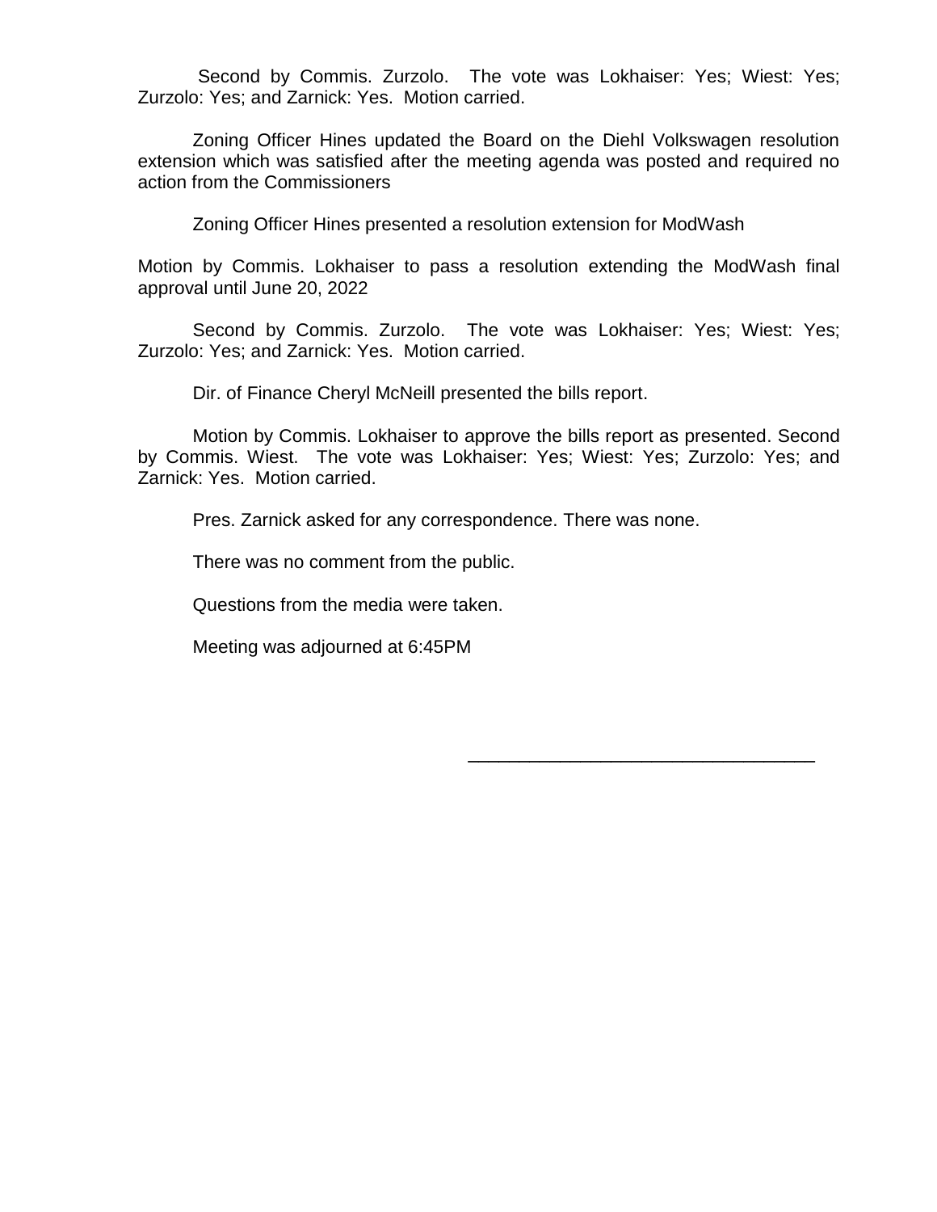Second by Commis. Zurzolo. The vote was Lokhaiser: Yes; Wiest: Yes; Zurzolo: Yes; and Zarnick: Yes. Motion carried.

Zoning Officer Hines updated the Board on the Diehl Volkswagen resolution extension which was satisfied after the meeting agenda was posted and required no action from the Commissioners

Zoning Officer Hines presented a resolution extension for ModWash

Motion by Commis. Lokhaiser to pass a resolution extending the ModWash final approval until June 20, 2022

Second by Commis. Zurzolo. The vote was Lokhaiser: Yes; Wiest: Yes; Zurzolo: Yes; and Zarnick: Yes. Motion carried.

Dir. of Finance Cheryl McNeill presented the bills report.

Motion by Commis. Lokhaiser to approve the bills report as presented. Second by Commis. Wiest. The vote was Lokhaiser: Yes; Wiest: Yes; Zurzolo: Yes; and Zarnick: Yes. Motion carried.

Pres. Zarnick asked for any correspondence. There was none.

There was no comment from the public.

Questions from the media were taken.

Meeting was adjourned at 6:45PM

\_\_\_\_\_\_\_\_\_\_\_\_\_\_\_\_\_\_\_\_\_\_\_\_\_\_\_\_\_\_\_\_\_\_